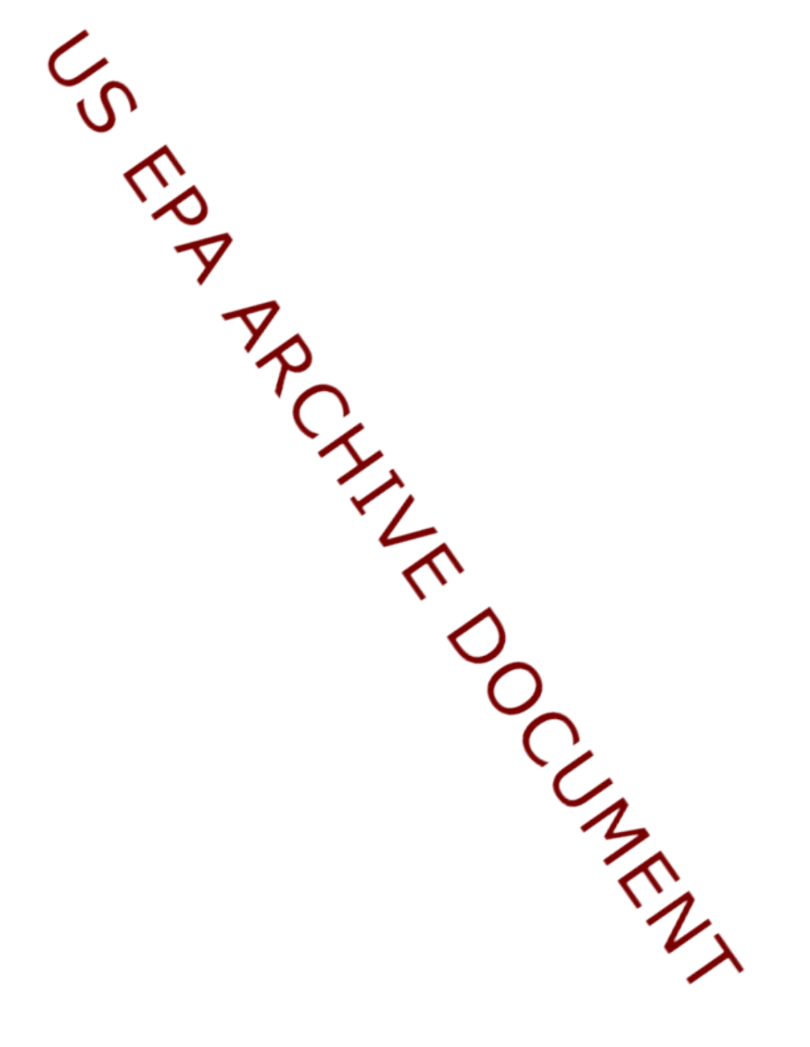US EPA ARCHIVE DOCUMENT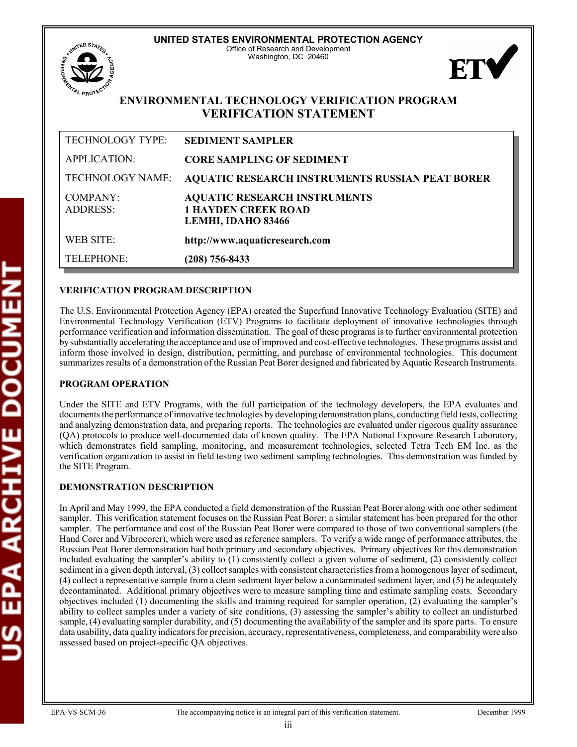**UNITED STATES ENVIRONMENTAL PROTECTION AGENCY**
Office of Research and Development
Washington, DC 20460

# ENVIRONMENTAL TECHNOLOGY VERIFICATION PROGRAM VERIFICATION STATEMENT

| | |
|---|---|
| TECHNOLOGY TYPE: | **SEDIMENT SAMPLER** |
| APPLICATION: | **CORE SAMPLING OF SEDIMENT** |
| TECHNOLOGY NAME: | **AQUATIC RESEARCH INSTRUMENTS RUSSIAN PEAT BORER** |
| COMPANY: ADDRESS: | **AQUATIC RESEARCH INSTRUMENTS 1 HAYDEN CREEK ROAD LEMHI, IDAHO 83466** |
| WEB SITE: | **http://www.aquaticresearch.com** |
| TELEPHONE: | **(208) 756-8433** |

## VERIFICATION PROGRAM DESCRIPTION

The U.S. Environmental Protection Agency (EPA) created the Superfund Innovative Technology Evaluation (SITE) and Environmental Technology Verification (ETV) Programs to facilitate deployment of innovative technologies through performance verification and information dissemination. The goal of these programs is to further environmental protection by substantially accelerating the acceptance and use of improved and cost-effective technologies. These programs assist and inform those involved in design, distribution, permitting, and purchase of environmental technologies. This document summarizes results of a demonstration of the Russian Peat Borer designed and fabricated by Aquatic Research Instruments.

## PROGRAM OPERATION

Under the SITE and ETV Programs, with the full participation of the technology developers, the EPA evaluates and documents the performance of innovative technologies by developing demonstration plans, conducting field tests, collecting and analyzing demonstration data, and preparing reports. The technologies are evaluated under rigorous quality assurance (QA) protocols to produce well-documented data of known quality. The EPA National Exposure Research Laboratory, which demonstrates field sampling, monitoring, and measurement technologies, selected Tetra Tech EM Inc. as the verification organization to assist in field testing two sediment sampling technologies. This demonstration was funded by the SITE Program.

## DEMONSTRATION DESCRIPTION

In April and May 1999, the EPA conducted a field demonstration of the Russian Peat Borer along with one other sediment sampler. This verification statement focuses on the Russian Peat Borer; a similar statement has been prepared for the other sampler. The performance and cost of the Russian Peat Borer were compared to those of two conventional samplers (the Hand Corer and Vibrocorer), which were used as reference samplers. To verify a wide range of performance attributes, the Russian Peat Borer demonstration had both primary and secondary objectives. Primary objectives for this demonstration included evaluating the sampler's ability to (1) consistently collect a given volume of sediment, (2) consistently collect sediment in a given depth interval, (3) collect samples with consistent characteristics from a homogenous layer of sediment, (4) collect a representative sample from a clean sediment layer below a contaminated sediment layer, and (5) be adequately decontaminated. Additional primary objectives were to measure sampling time and estimate sampling costs. Secondary objectives included (1) documenting the skills and training required for sampler operation, (2) evaluating the sampler's ability to collect samples under a variety of site conditions, (3) assessing the sampler's ability to collect an undisturbed sample, (4) evaluating sampler durability, and (5) documenting the availability of the sampler and its spare parts. To ensure data usability, data quality indicators for precision, accuracy, representativeness, completeness, and comparability were also assessed based on project-specific QA objectives.

EPA-VS-SCM-36 The accompanying notice is an integral part of this verification statement. December 1999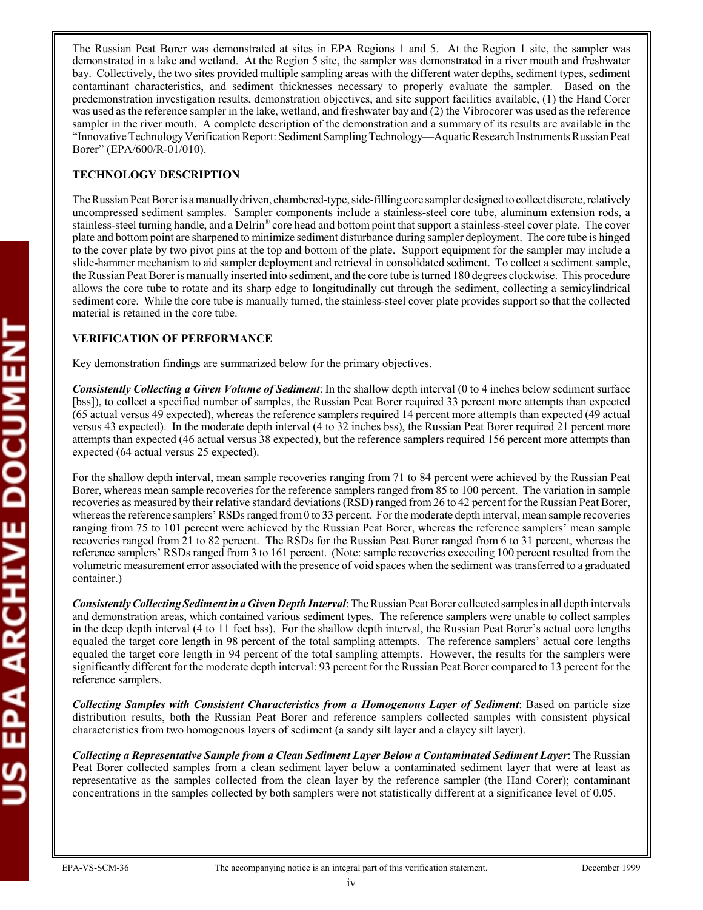The Russian Peat Borer was demonstrated at sites in EPA Regions 1 and 5. At the Region 1 site, the sampler was demonstrated in a lake and wetland. At the Region 5 site, the sampler was demonstrated in a river mouth and freshwater bay. Collectively, the two sites provided multiple sampling areas with the different water depths, sediment types, sediment contaminant characteristics, and sediment thicknesses necessary to properly evaluate the sampler. Based on the predemonstration investigation results, demonstration objectives, and site support facilities available, (1) the Hand Corer was used as the reference sampler in the lake, wetland, and freshwater bay and (2) the Vibrocorer was used as the reference sampler in the river mouth. A complete description of the demonstration and a summary of its results are available in the "Innovative Technology Verification Report: Sediment Sampling Technology—Aquatic Research Instruments Russian Peat Borer" (EPA/600/R-01/010).

**TECHNOLOGY DESCRIPTION**

The Russian Peat Borer is a manually driven, chambered-type, side-filling core sampler designed to collect discrete, relatively uncompressed sediment samples. Sampler components include a stainless-steel core tube, aluminum extension rods, a stainless-steel turning handle, and a Delrin® core head and bottom point that support a stainless-steel cover plate. The cover plate and bottom point are sharpened to minimize sediment disturbance during sampler deployment. The core tube is hinged to the cover plate by two pivot pins at the top and bottom of the plate. Support equipment for the sampler may include a slide-hammer mechanism to aid sampler deployment and retrieval in consolidated sediment. To collect a sediment sample, the Russian Peat Borer is manually inserted into sediment, and the core tube is turned 180 degrees clockwise. This procedure allows the core tube to rotate and its sharp edge to longitudinally cut through the sediment, collecting a semicylindrical sediment core. While the core tube is manually turned, the stainless-steel cover plate provides support so that the collected material is retained in the core tube.

**VERIFICATION OF PERFORMANCE**

Key demonstration findings are summarized below for the primary objectives.

***Consistently Collecting a Given Volume of Sediment***: In the shallow depth interval (0 to 4 inches below sediment surface [bss]), to collect a specified number of samples, the Russian Peat Borer required 33 percent more attempts than expected (65 actual versus 49 expected), whereas the reference samplers required 14 percent more attempts than expected (49 actual versus 43 expected). In the moderate depth interval (4 to 32 inches bss), the Russian Peat Borer required 21 percent more attempts than expected (46 actual versus 38 expected), but the reference samplers required 156 percent more attempts than expected (64 actual versus 25 expected).

For the shallow depth interval, mean sample recoveries ranging from 71 to 84 percent were achieved by the Russian Peat Borer, whereas mean sample recoveries for the reference samplers ranged from 85 to 100 percent. The variation in sample recoveries as measured by their relative standard deviations (RSD) ranged from 26 to 42 percent for the Russian Peat Borer, whereas the reference samplers' RSDs ranged from 0 to 33 percent. For the moderate depth interval, mean sample recoveries ranging from 75 to 101 percent were achieved by the Russian Peat Borer, whereas the reference samplers' mean sample recoveries ranged from 21 to 82 percent. The RSDs for the Russian Peat Borer ranged from 6 to 31 percent, whereas the reference samplers' RSDs ranged from 3 to 161 percent. (Note: sample recoveries exceeding 100 percent resulted from the volumetric measurement error associated with the presence of void spaces when the sediment was transferred to a graduated container.)

***Consistently Collecting Sediment in a Given Depth Interval***: The Russian Peat Borer collected samples in all depth intervals and demonstration areas, which contained various sediment types. The reference samplers were unable to collect samples in the deep depth interval (4 to 11 feet bss). For the shallow depth interval, the Russian Peat Borer's actual core lengths equaled the target core length in 98 percent of the total sampling attempts. The reference samplers' actual core lengths equaled the target core length in 94 percent of the total sampling attempts. However, the results for the samplers were significantly different for the moderate depth interval: 93 percent for the Russian Peat Borer compared to 13 percent for the reference samplers.

***Collecting Samples with Consistent Characteristics from a Homogenous Layer of Sediment***: Based on particle size distribution results, both the Russian Peat Borer and reference samplers collected samples with consistent physical characteristics from two homogenous layers of sediment (a sandy silt layer and a clayey silt layer).

***Collecting a Representative Sample from a Clean Sediment Layer Below a Contaminated Sediment Layer***: The Russian Peat Borer collected samples from a clean sediment layer below a contaminated sediment layer that were at least as representative as the samples collected from the clean layer by the reference sampler (the Hand Corer); contaminant concentrations in the samples collected by both samplers were not statistically different at a significance level of 0.05.

EPA-VS-SCM-36 The accompanying notice is an integral part of this verification statement. December 1999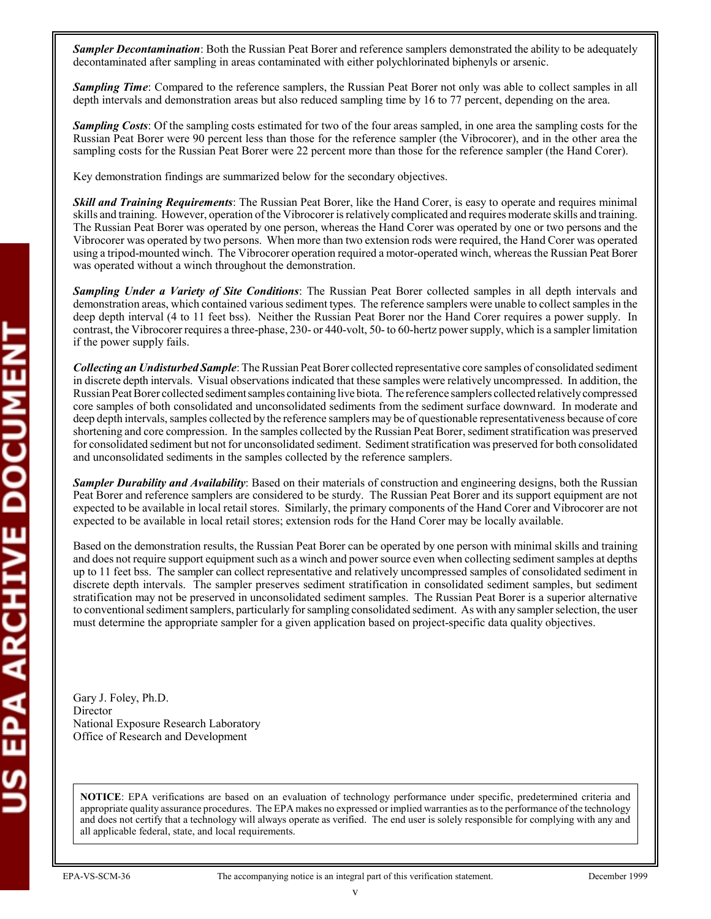***Sampler Decontamination***: Both the Russian Peat Borer and reference samplers demonstrated the ability to be adequately decontaminated after sampling in areas contaminated with either polychlorinated biphenyls or arsenic.

***Sampling Time***: Compared to the reference samplers, the Russian Peat Borer not only was able to collect samples in all depth intervals and demonstration areas but also reduced sampling time by 16 to 77 percent, depending on the area.

***Sampling Costs***: Of the sampling costs estimated for two of the four areas sampled, in one area the sampling costs for the Russian Peat Borer were 90 percent less than those for the reference sampler (the Vibrocorer), and in the other area the sampling costs for the Russian Peat Borer were 22 percent more than those for the reference sampler (the Hand Corer).

Key demonstration findings are summarized below for the secondary objectives.

***Skill and Training Requirements***: The Russian Peat Borer, like the Hand Corer, is easy to operate and requires minimal skills and training. However, operation of the Vibrocorer is relatively complicated and requires moderate skills and training. The Russian Peat Borer was operated by one person, whereas the Hand Corer was operated by one or two persons and the Vibrocorer was operated by two persons. When more than two extension rods were required, the Hand Corer was operated using a tripod-mounted winch. The Vibrocorer operation required a motor-operated winch, whereas the Russian Peat Borer was operated without a winch throughout the demonstration.

***Sampling Under a Variety of Site Conditions***: The Russian Peat Borer collected samples in all depth intervals and demonstration areas, which contained various sediment types. The reference samplers were unable to collect samples in the deep depth interval (4 to 11 feet bss). Neither the Russian Peat Borer nor the Hand Corer requires a power supply. In contrast, the Vibrocorer requires a three-phase, 230- or 440-volt, 50- to 60-hertz power supply, which is a sampler limitation if the power supply fails.

***Collecting an Undisturbed Sample***: The Russian Peat Borer collected representative core samples of consolidated sediment in discrete depth intervals. Visual observations indicated that these samples were relatively uncompressed. In addition, the Russian Peat Borer collected sediment samples containing live biota. The reference samplers collected relatively compressed core samples of both consolidated and unconsolidated sediments from the sediment surface downward. In moderate and deep depth intervals, samples collected by the reference samplers may be of questionable representativeness because of core shortening and core compression. In the samples collected by the Russian Peat Borer, sediment stratification was preserved for consolidated sediment but not for unconsolidated sediment. Sediment stratification was preserved for both consolidated and unconsolidated sediments in the samples collected by the reference samplers.

***Sampler Durability and Availability***: Based on their materials of construction and engineering designs, both the Russian Peat Borer and reference samplers are considered to be sturdy. The Russian Peat Borer and its support equipment are not expected to be available in local retail stores. Similarly, the primary components of the Hand Corer and Vibrocorer are not expected to be available in local retail stores; extension rods for the Hand Corer may be locally available.

Based on the demonstration results, the Russian Peat Borer can be operated by one person with minimal skills and training and does not require support equipment such as a winch and power source even when collecting sediment samples at depths up to 11 feet bss. The sampler can collect representative and relatively uncompressed samples of consolidated sediment in discrete depth intervals. The sampler preserves sediment stratification in consolidated sediment samples, but sediment stratification may not be preserved in unconsolidated sediment samples. The Russian Peat Borer is a superior alternative to conventional sediment samplers, particularly for sampling consolidated sediment. As with any sampler selection, the user must determine the appropriate sampler for a given application based on project-specific data quality objectives.

Gary J. Foley, Ph.D.  
Director  
National Exposure Research Laboratory  
Office of Research and Development

**NOTICE**: EPA verifications are based on an evaluation of technology performance under specific, predetermined criteria and appropriate quality assurance procedures. The EPA makes no expressed or implied warranties as to the performance of the technology and does not certify that a technology will always operate as verified. The end user is solely responsible for complying with any and all applicable federal, state, and local requirements.

EPA-VS-SCM-36 The accompanying notice is an integral part of this verification statement. December 1999